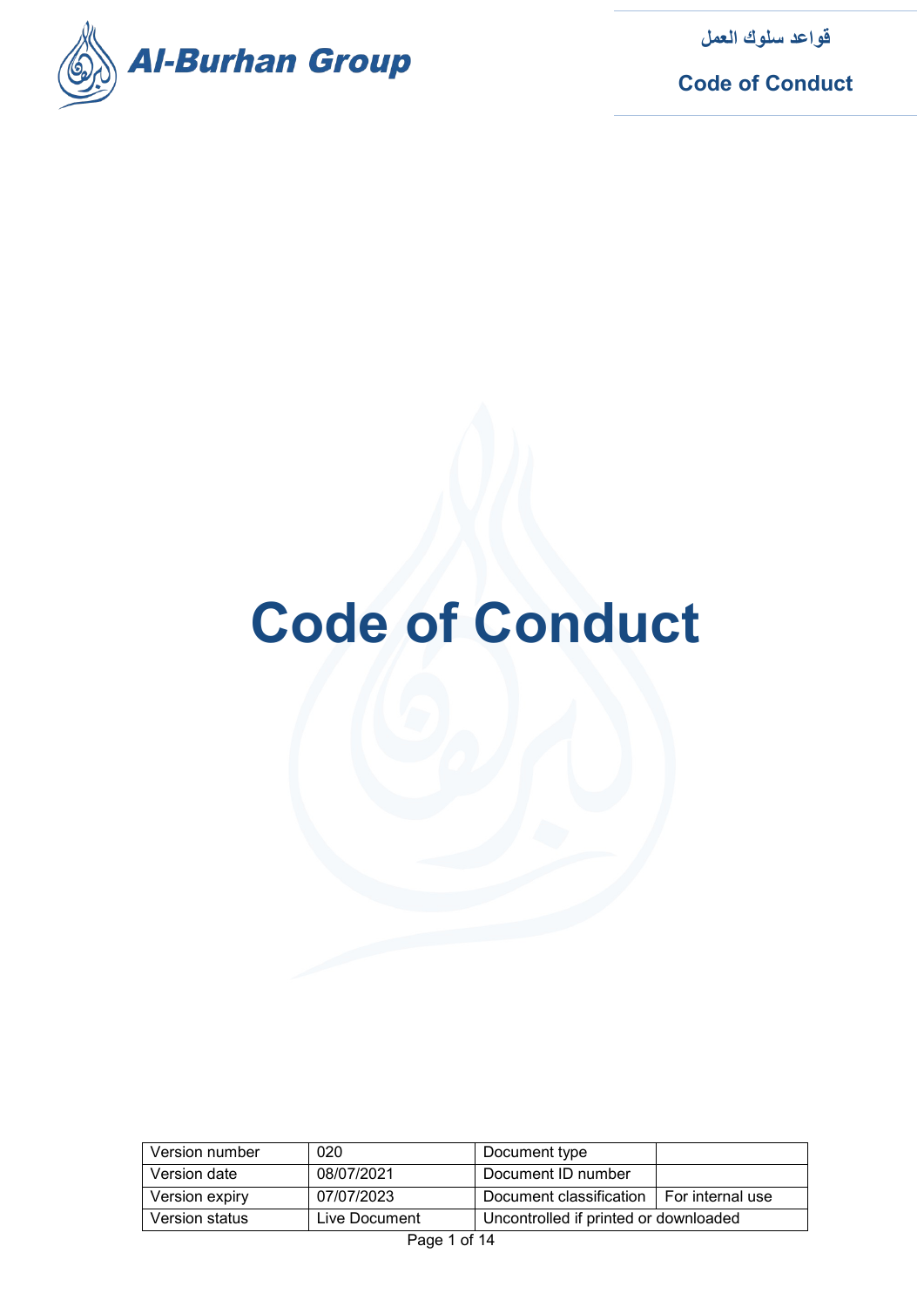# Code of Conduct

| Version number | 020 | Document type | |
|---|---|---|---|
| Version date | 08/07/2021 | Document ID number | |
| Version expiry | 07/07/2023 | Document classification | For internal use |
| Version status | Live Document | Uncontrolled if printed or downloaded | |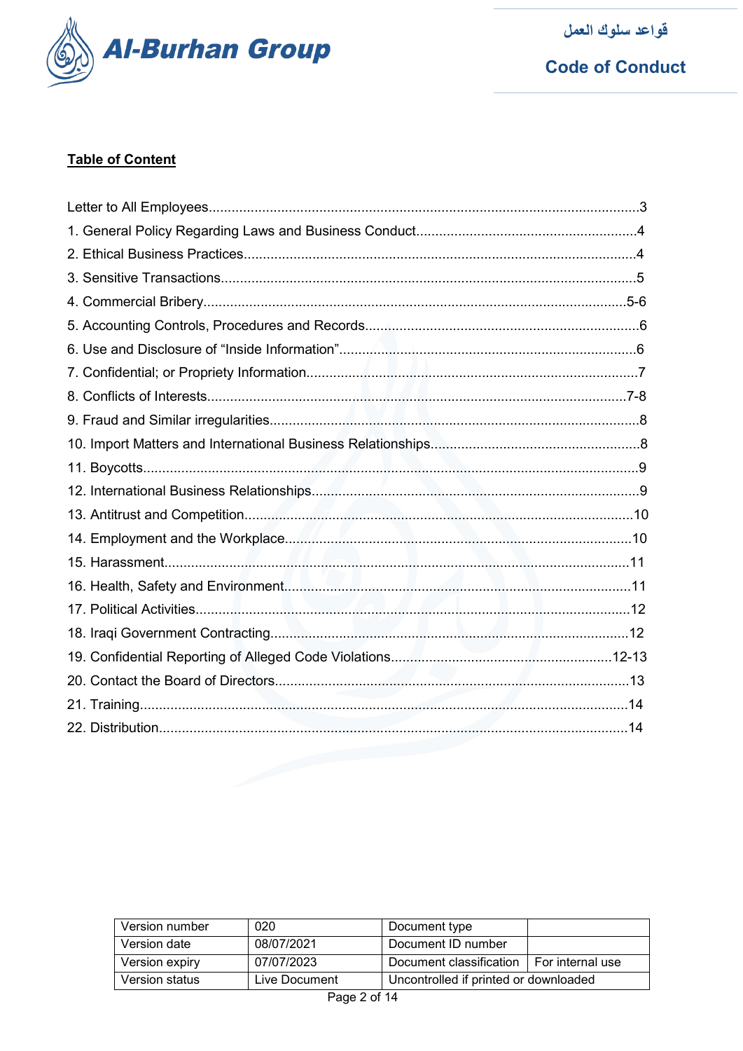## Table of Content

Letter to All Employees...............................................................................................................3
1. General Policy Regarding Laws and Business Conduct..........................................................4
2. Ethical Business Practices.......................................................................................................4
3. Sensitive Transactions............................................................................................................5
4. Commercial Bribery.............................................................................................................5-6
5. Accounting Controls, Procedures and Records.......................................................................6
6. Use and Disclosure of “Inside Information”.............................................................................6
7. Confidential; or Propriety Information......................................................................................7
8. Conflicts of Interests.............................................................................................................7-8
9. Fraud and Similar irregularities................................................................................................8
10. Import Matters and International Business Relationships.......................................................8
11. Boycotts................................................................................................................................9
12. International Business Relationships......................................................................................9
13. Antitrust and Competition.....................................................................................................10
14. Employment and the Workplace..........................................................................................10
15. Harassment.........................................................................................................................11
16. Health, Safety and Environment..........................................................................................11
17. Political Activities.................................................................................................................12
18. Iraqi Government Contracting.............................................................................................12
19. Confidential Reporting of Alleged Code Violations..........................................................12-13
20. Contact the Board of Directors............................................................................................13
21. Training..............................................................................................................................14
22. Distribution.........................................................................................................................14

| Version number | 020 | Document type | |
|---|---|---|---|
| Version date | 08/07/2021 | Document ID number | |
| Version expiry | 07/07/2023 | Document classification | For internal use |
| Version status | Live Document | Uncontrolled if printed or downloaded | |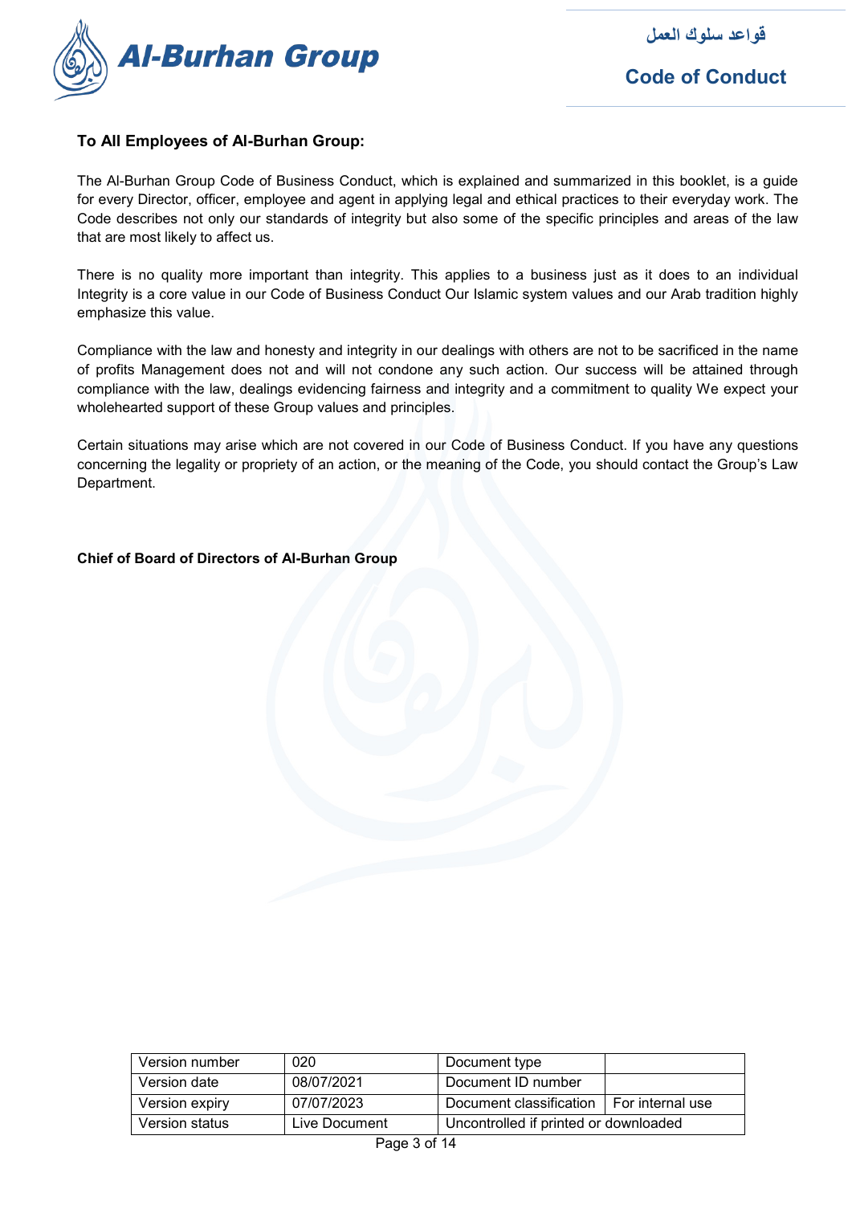**To All Employees of Al-Burhan Group:**

The Al-Burhan Group Code of Business Conduct, which is explained and summarized in this booklet, is a guide for every Director, officer, employee and agent in applying legal and ethical practices to their everyday work. The Code describes not only our standards of integrity but also some of the specific principles and areas of the law that are most likely to affect us.

There is no quality more important than integrity. This applies to a business just as it does to an individual Integrity is a core value in our Code of Business Conduct Our Islamic system values and our Arab tradition highly emphasize this value.

Compliance with the law and honesty and integrity in our dealings with others are not to be sacrificed in the name of profits Management does not and will not condone any such action. Our success will be attained through compliance with the law, dealings evidencing fairness and integrity and a commitment to quality We expect your wholehearted support of these Group values and principles.

Certain situations may arise which are not covered in our Code of Business Conduct. If you have any questions concerning the legality or propriety of an action, or the meaning of the Code, you should contact the Group's Law Department.

**Chief of Board of Directors of Al-Burhan Group**

| Version number | 020 | Document type | |
|---|---|---|---|
| Version date | 08/07/2021 | Document ID number | |
| Version expiry | 07/07/2023 | Document classification | For internal use |
| Version status | Live Document | Uncontrolled if printed or downloaded | |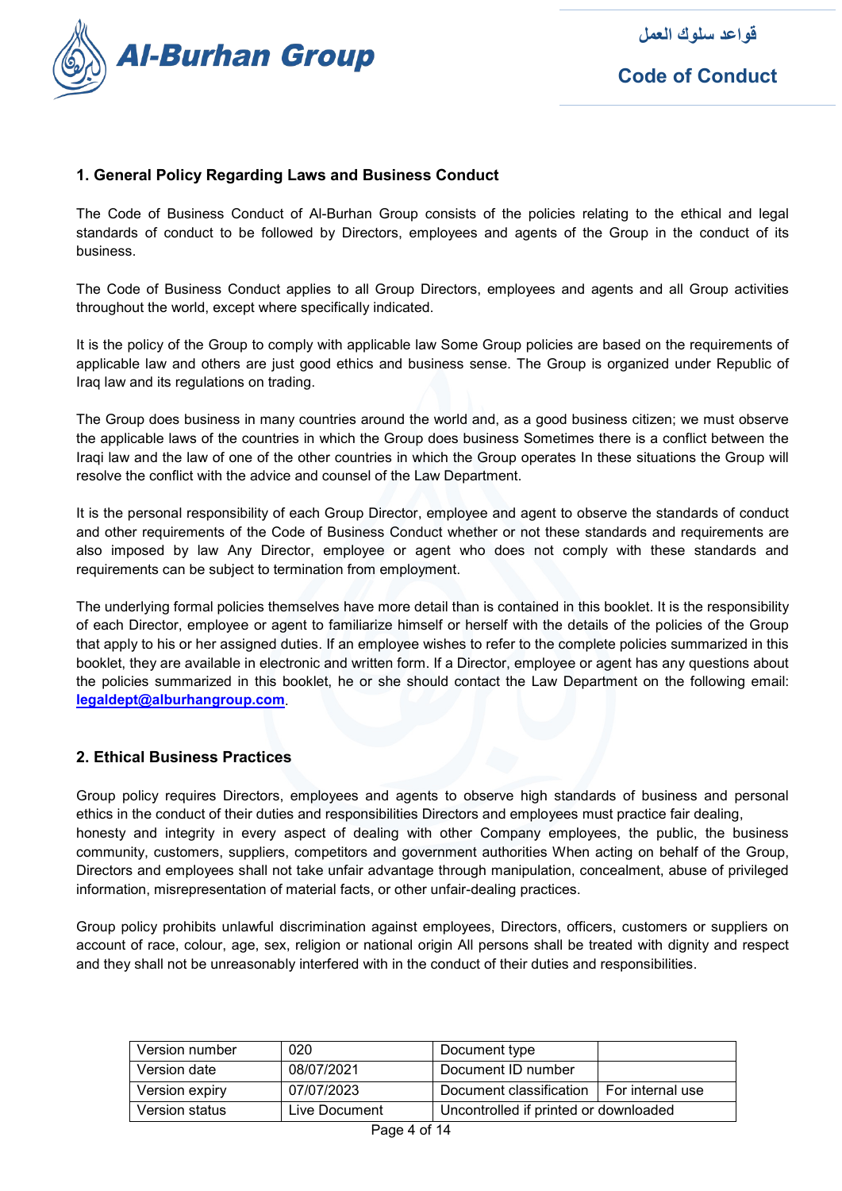## 1. General Policy Regarding Laws and Business Conduct

The Code of Business Conduct of Al-Burhan Group consists of the policies relating to the ethical and legal standards of conduct to be followed by Directors, employees and agents of the Group in the conduct of its business.

The Code of Business Conduct applies to all Group Directors, employees and agents and all Group activities throughout the world, except where specifically indicated.

It is the policy of the Group to comply with applicable law Some Group policies are based on the requirements of applicable law and others are just good ethics and business sense. The Group is organized under Republic of Iraq law and its regulations on trading.

The Group does business in many countries around the world and, as a good business citizen; we must observe the applicable laws of the countries in which the Group does business Sometimes there is a conflict between the Iraqi law and the law of one of the other countries in which the Group operates In these situations the Group will resolve the conflict with the advice and counsel of the Law Department.

It is the personal responsibility of each Group Director, employee and agent to observe the standards of conduct and other requirements of the Code of Business Conduct whether or not these standards and requirements are also imposed by law Any Director, employee or agent who does not comply with these standards and requirements can be subject to termination from employment.

The underlying formal policies themselves have more detail than is contained in this booklet. It is the responsibility of each Director, employee or agent to familiarize himself or herself with the details of the policies of the Group that apply to his or her assigned duties. If an employee wishes to refer to the complete policies summarized in this booklet, they are available in electronic and written form. If a Director, employee or agent has any questions about the policies summarized in this booklet, he or she should contact the Law Department on the following email: **legaldept@alburhangroup.com**.

## 2. Ethical Business Practices

Group policy requires Directors, employees and agents to observe high standards of business and personal ethics in the conduct of their duties and responsibilities Directors and employees must practice fair dealing, honesty and integrity in every aspect of dealing with other Company employees, the public, the business community, customers, suppliers, competitors and government authorities When acting on behalf of the Group, Directors and employees shall not take unfair advantage through manipulation, concealment, abuse of privileged information, misrepresentation of material facts, or other unfair-dealing practices.

Group policy prohibits unlawful discrimination against employees, Directors, officers, customers or suppliers on account of race, colour, age, sex, religion or national origin All persons shall be treated with dignity and respect and they shall not be unreasonably interfered with in the conduct of their duties and responsibilities.

| Version number | 020 | Document type | |
|---|---|---|---|
| Version date | 08/07/2021 | Document ID number | |
| Version expiry | 07/07/2023 | Document classification | For internal use |
| Version status | Live Document | Uncontrolled if printed or downloaded | |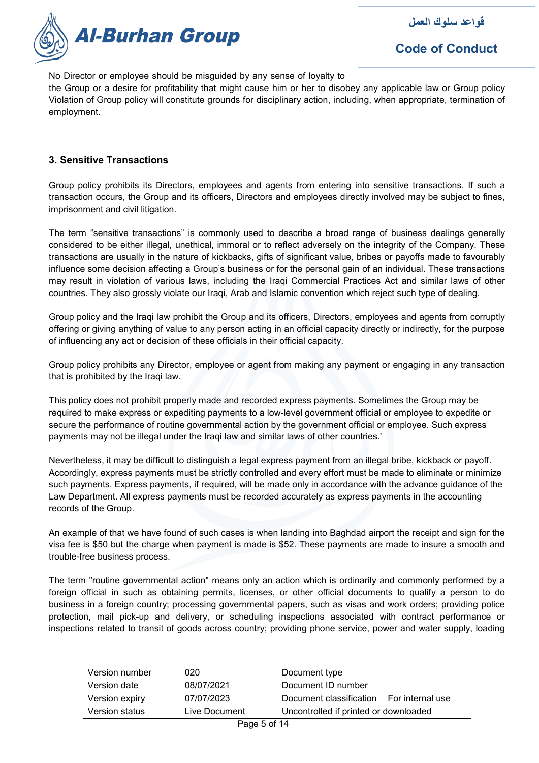No Director or employee should be misguided by any sense of loyalty to
the Group or a desire for profitability that might cause him or her to disobey any applicable law or Group policy Violation of Group policy will constitute grounds for disciplinary action, including, when appropriate, termination of employment.

### 3. Sensitive Transactions

Group policy prohibits its Directors, employees and agents from entering into sensitive transactions. If such a transaction occurs, the Group and its officers, Directors and employees directly involved may be subject to fines, imprisonment and civil litigation.

The term "sensitive transactions" is commonly used to describe a broad range of business dealings generally considered to be either illegal, unethical, immoral or to reflect adversely on the integrity of the Company. These transactions are usually in the nature of kickbacks, gifts of significant value, bribes or payoffs made to favourably influence some decision affecting a Group's business or for the personal gain of an individual. These transactions may result in violation of various laws, including the Iraqi Commercial Practices Act and similar laws of other countries. They also grossly violate our Iraqi, Arab and Islamic convention which reject such type of dealing.

Group policy and the Iraqi law prohibit the Group and its officers, Directors, employees and agents from corruptly offering or giving anything of value to any person acting in an official capacity directly or indirectly, for the purpose of influencing any act or decision of these officials in their official capacity.

Group policy prohibits any Director, employee or agent from making any payment or engaging in any transaction that is prohibited by the Iraqi law.

This policy does not prohibit properly made and recorded express payments. Sometimes the Group may be required to make express or expediting payments to a low-level government official or employee to expedite or secure the performance of routine governmental action by the government official or employee. Such express payments may not be illegal under the Iraqi law and similar laws of other countries.'

Nevertheless, it may be difficult to distinguish a legal express payment from an illegal bribe, kickback or payoff. Accordingly, express payments must be strictly controlled and every effort must be made to eliminate or minimize such payments. Express payments, if required, will be made only in accordance with the advance guidance of the Law Department. All express payments must be recorded accurately as express payments in the accounting records of the Group.

An example of that we have found of such cases is when landing into Baghdad airport the receipt and sign for the visa fee is $50 but the charge when payment is made is $52. These payments are made to insure a smooth and trouble-free business process.

The term "routine governmental action" means only an action which is ordinarily and commonly performed by a foreign official in such as obtaining permits, licenses, or other official documents to qualify a person to do business in a foreign country; processing governmental papers, such as visas and work orders; providing police protection, mail pick-up and delivery, or scheduling inspections associated with contract performance or inspections related to transit of goods across country; providing phone service, power and water supply, loading

| Version number | 020 | Document type | |
|---|---|---|---|
| Version date | 08/07/2021 | Document ID number | |
| Version expiry | 07/07/2023 | Document classification | For internal use |
| Version status | Live Document | Uncontrolled if printed or downloaded | |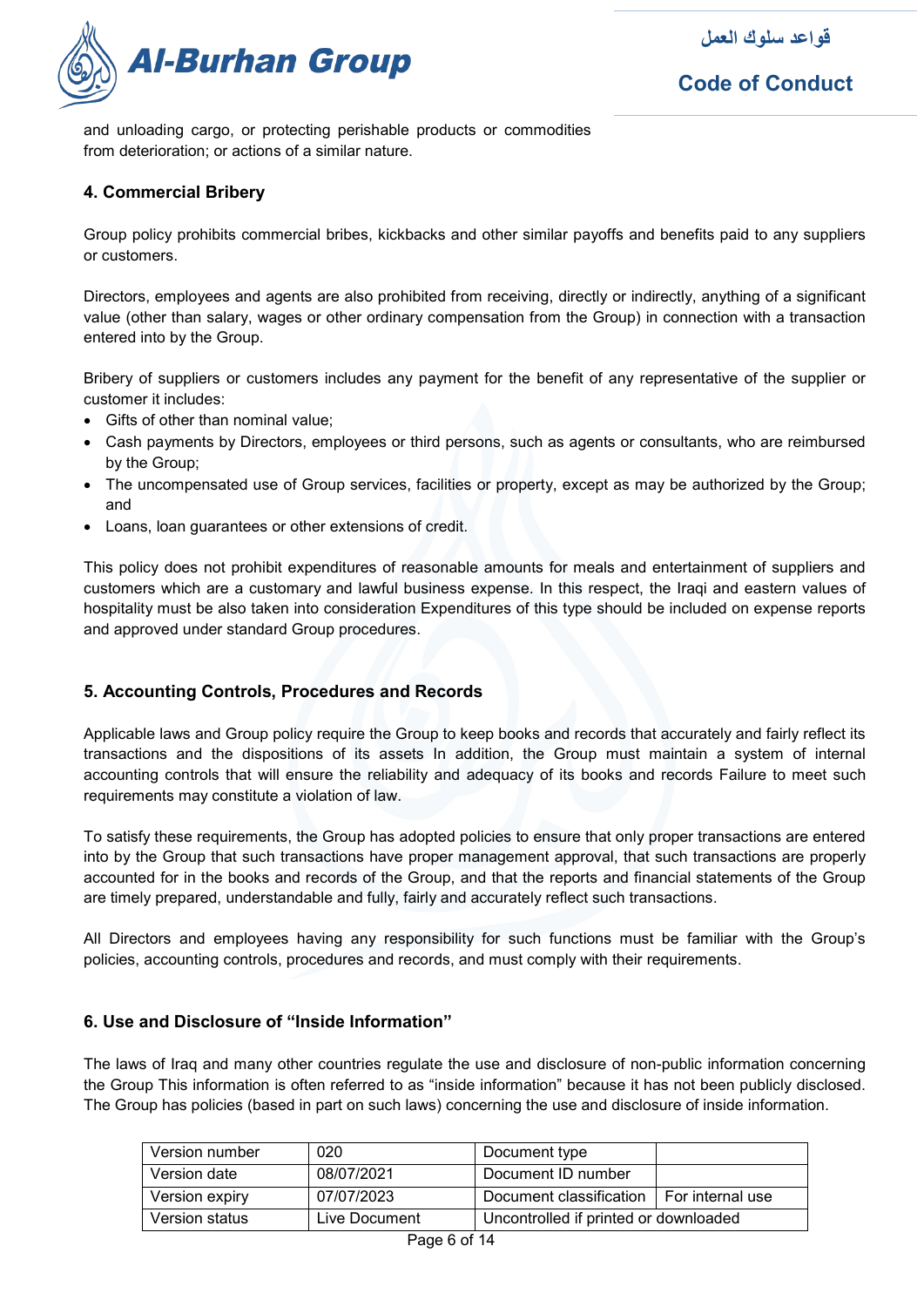and unloading cargo, or protecting perishable products or commodities from deterioration; or actions of a similar nature.

## 4. Commercial Bribery

Group policy prohibits commercial bribes, kickbacks and other similar payoffs and benefits paid to any suppliers or customers.

Directors, employees and agents are also prohibited from receiving, directly or indirectly, anything of a significant value (other than salary, wages or other ordinary compensation from the Group) in connection with a transaction entered into by the Group.

Bribery of suppliers or customers includes any payment for the benefit of any representative of the supplier or customer it includes:

- Gifts of other than nominal value;
- Cash payments by Directors, employees or third persons, such as agents or consultants, who are reimbursed by the Group;
- The uncompensated use of Group services, facilities or property, except as may be authorized by the Group; and
- Loans, loan guarantees or other extensions of credit.

This policy does not prohibit expenditures of reasonable amounts for meals and entertainment of suppliers and customers which are a customary and lawful business expense. In this respect, the Iraqi and eastern values of hospitality must be also taken into consideration Expenditures of this type should be included on expense reports and approved under standard Group procedures.

## 5. Accounting Controls, Procedures and Records

Applicable laws and Group policy require the Group to keep books and records that accurately and fairly reflect its transactions and the dispositions of its assets In addition, the Group must maintain a system of internal accounting controls that will ensure the reliability and adequacy of its books and records Failure to meet such requirements may constitute a violation of law.

To satisfy these requirements, the Group has adopted policies to ensure that only proper transactions are entered into by the Group that such transactions have proper management approval, that such transactions are properly accounted for in the books and records of the Group, and that the reports and financial statements of the Group are timely prepared, understandable and fully, fairly and accurately reflect such transactions.

All Directors and employees having any responsibility for such functions must be familiar with the Group's policies, accounting controls, procedures and records, and must comply with their requirements.

## 6. Use and Disclosure of "Inside Information"

The laws of Iraq and many other countries regulate the use and disclosure of non-public information concerning the Group This information is often referred to as "inside information" because it has not been publicly disclosed. The Group has policies (based in part on such laws) concerning the use and disclosure of inside information.

| Version number | 020 | Document type | |
|---|---|---|---|
| Version date | 08/07/2021 | Document ID number | |
| Version expiry | 07/07/2023 | Document classification | For internal use |
| Version status | Live Document | Uncontrolled if printed or downloaded | |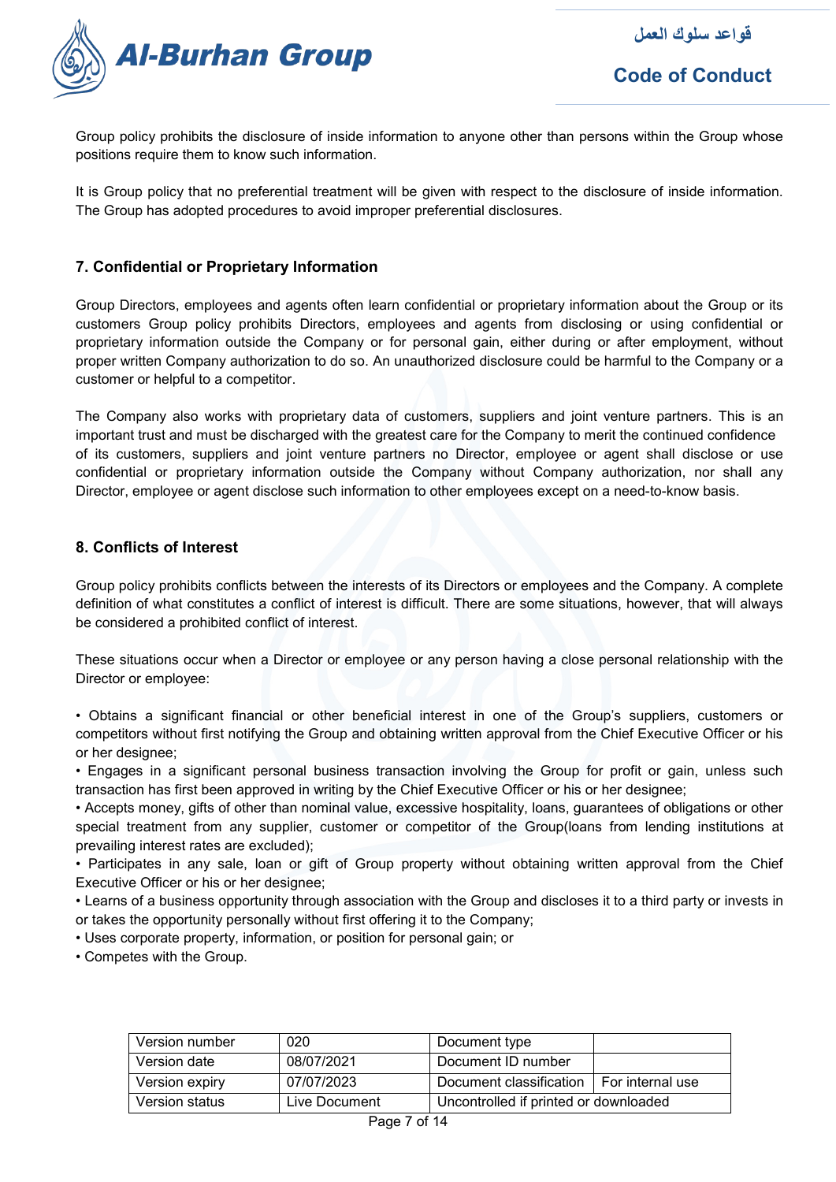Group policy prohibits the disclosure of inside information to anyone other than persons within the Group whose positions require them to know such information.

It is Group policy that no preferential treatment will be given with respect to the disclosure of inside information. The Group has adopted procedures to avoid improper preferential disclosures.

## 7. Confidential or Proprietary Information

Group Directors, employees and agents often learn confidential or proprietary information about the Group or its customers Group policy prohibits Directors, employees and agents from disclosing or using confidential or proprietary information outside the Company or for personal gain, either during or after employment, without proper written Company authorization to do so. An unauthorized disclosure could be harmful to the Company or a customer or helpful to a competitor.

The Company also works with proprietary data of customers, suppliers and joint venture partners. This is an important trust and must be discharged with the greatest care for the Company to merit the continued confidence of its customers, suppliers and joint venture partners no Director, employee or agent shall disclose or use confidential or proprietary information outside the Company without Company authorization, nor shall any Director, employee or agent disclose such information to other employees except on a need-to-know basis.

## 8. Conflicts of Interest

Group policy prohibits conflicts between the interests of its Directors or employees and the Company. A complete definition of what constitutes a conflict of interest is difficult. There are some situations, however, that will always be considered a prohibited conflict of interest.

These situations occur when a Director or employee or any person having a close personal relationship with the Director or employee:

- Obtains a significant financial or other beneficial interest in one of the Group's suppliers, customers or competitors without first notifying the Group and obtaining written approval from the Chief Executive Officer or his or her designee;
- Engages in a significant personal business transaction involving the Group for profit or gain, unless such transaction has first been approved in writing by the Chief Executive Officer or his or her designee;
- Accepts money, gifts of other than nominal value, excessive hospitality, loans, guarantees of obligations or other special treatment from any supplier, customer or competitor of the Group(loans from lending institutions at prevailing interest rates are excluded);
- Participates in any sale, loan or gift of Group property without obtaining written approval from the Chief Executive Officer or his or her designee;
- Learns of a business opportunity through association with the Group and discloses it to a third party or invests in or takes the opportunity personally without first offering it to the Company;
- Uses corporate property, information, or position for personal gain; or
- Competes with the Group.

| Version number | 020 | Document type | |
|---|---|---|---|
| Version date | 08/07/2021 | Document ID number | |
| Version expiry | 07/07/2023 | Document classification | For internal use |
| Version status | Live Document | Uncontrolled if printed or downloaded | |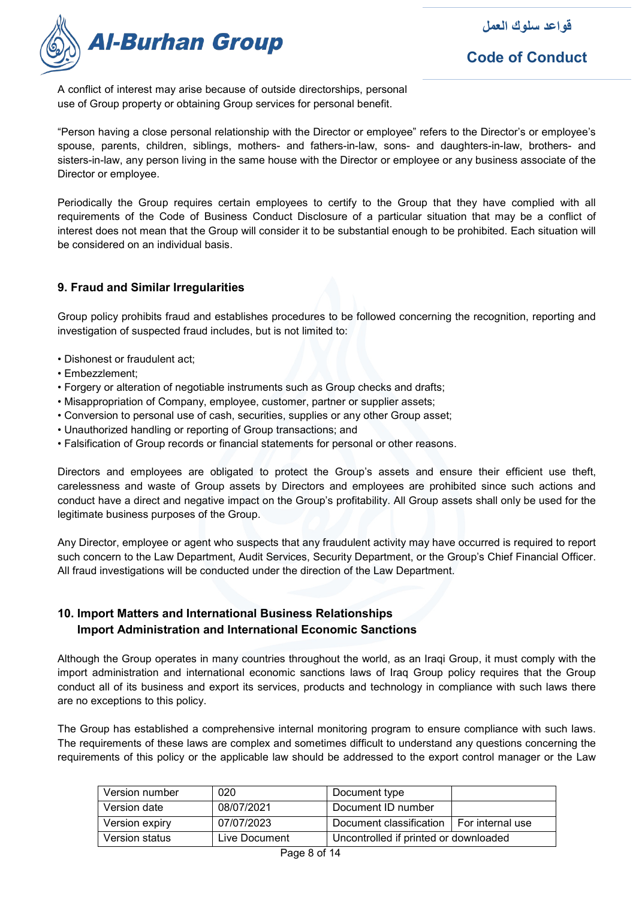A conflict of interest may arise because of outside directorships, personal use of Group property or obtaining Group services for personal benefit.

"Person having a close personal relationship with the Director or employee" refers to the Director's or employee's spouse, parents, children, siblings, mothers- and fathers-in-law, sons- and daughters-in-law, brothers- and sisters-in-law, any person living in the same house with the Director or employee or any business associate of the Director or employee.

Periodically the Group requires certain employees to certify to the Group that they have complied with all requirements of the Code of Business Conduct Disclosure of a particular situation that may be a conflict of interest does not mean that the Group will consider it to be substantial enough to be prohibited. Each situation will be considered on an individual basis.

## 9. Fraud and Similar Irregularities

Group policy prohibits fraud and establishes procedures to be followed concerning the recognition, reporting and investigation of suspected fraud includes, but is not limited to:

- Dishonest or fraudulent act;
- Embezzlement;
- Forgery or alteration of negotiable instruments such as Group checks and drafts;
- Misappropriation of Company, employee, customer, partner or supplier assets;
- Conversion to personal use of cash, securities, supplies or any other Group asset;
- Unauthorized handling or reporting of Group transactions; and
- Falsification of Group records or financial statements for personal or other reasons.

Directors and employees are obligated to protect the Group's assets and ensure their efficient use theft, carelessness and waste of Group assets by Directors and employees are prohibited since such actions and conduct have a direct and negative impact on the Group's profitability. All Group assets shall only be used for the legitimate business purposes of the Group.

Any Director, employee or agent who suspects that any fraudulent activity may have occurred is required to report such concern to the Law Department, Audit Services, Security Department, or the Group's Chief Financial Officer. All fraud investigations will be conducted under the direction of the Law Department.

## 10. Import Matters and International Business Relationships

### Import Administration and International Economic Sanctions

Although the Group operates in many countries throughout the world, as an Iraqi Group, it must comply with the import administration and international economic sanctions laws of Iraq Group policy requires that the Group conduct all of its business and export its services, products and technology in compliance with such laws there are no exceptions to this policy.

The Group has established a comprehensive internal monitoring program to ensure compliance with such laws. The requirements of these laws are complex and sometimes difficult to understand any questions concerning the requirements of this policy or the applicable law should be addressed to the export control manager or the Law

| Version number | 020 | Document type | |
|---|---|---|---|
| Version date | 08/07/2021 | Document ID number | |
| Version expiry | 07/07/2023 | Document classification | For internal use |
| Version status | Live Document | Uncontrolled if printed or downloaded | |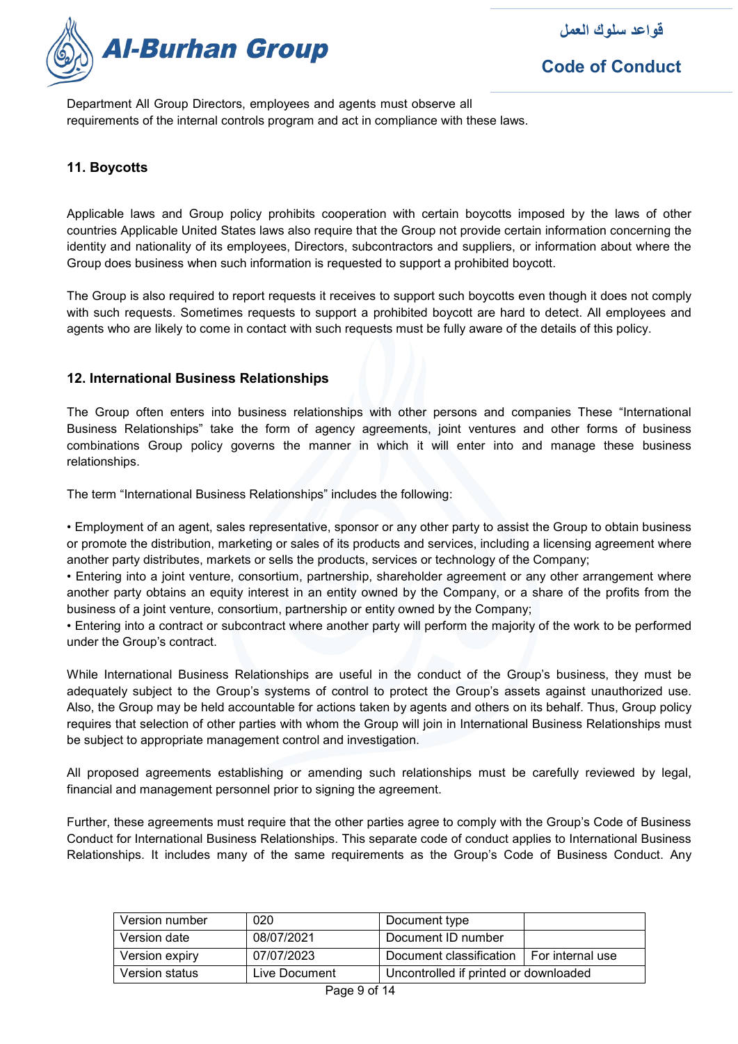Department All Group Directors, employees and agents must observe all requirements of the internal controls program and act in compliance with these laws.

## 11. Boycotts

Applicable laws and Group policy prohibits cooperation with certain boycotts imposed by the laws of other countries Applicable United States laws also require that the Group not provide certain information concerning the identity and nationality of its employees, Directors, subcontractors and suppliers, or information about where the Group does business when such information is requested to support a prohibited boycott.

The Group is also required to report requests it receives to support such boycotts even though it does not comply with such requests. Sometimes requests to support a prohibited boycott are hard to detect. All employees and agents who are likely to come in contact with such requests must be fully aware of the details of this policy.

## 12. International Business Relationships

The Group often enters into business relationships with other persons and companies These "International Business Relationships" take the form of agency agreements, joint ventures and other forms of business combinations Group policy governs the manner in which it will enter into and manage these business relationships.

The term "International Business Relationships" includes the following:

- Employment of an agent, sales representative, sponsor or any other party to assist the Group to obtain business or promote the distribution, marketing or sales of its products and services, including a licensing agreement where another party distributes, markets or sells the products, services or technology of the Company;
- Entering into a joint venture, consortium, partnership, shareholder agreement or any other arrangement where another party obtains an equity interest in an entity owned by the Company, or a share of the profits from the business of a joint venture, consortium, partnership or entity owned by the Company;
- Entering into a contract or subcontract where another party will perform the majority of the work to be performed under the Group's contract.

While International Business Relationships are useful in the conduct of the Group's business, they must be adequately subject to the Group's systems of control to protect the Group's assets against unauthorized use. Also, the Group may be held accountable for actions taken by agents and others on its behalf. Thus, Group policy requires that selection of other parties with whom the Group will join in International Business Relationships must be subject to appropriate management control and investigation.

All proposed agreements establishing or amending such relationships must be carefully reviewed by legal, financial and management personnel prior to signing the agreement.

Further, these agreements must require that the other parties agree to comply with the Group's Code of Business Conduct for International Business Relationships. This separate code of conduct applies to International Business Relationships. It includes many of the same requirements as the Group's Code of Business Conduct. Any

| Version number | 020 | Document type | |
|---|---|---|---|
| Version date | 08/07/2021 | Document ID number | |
| Version expiry | 07/07/2023 | Document classification | For internal use |
| Version status | Live Document | Uncontrolled if printed or downloaded | |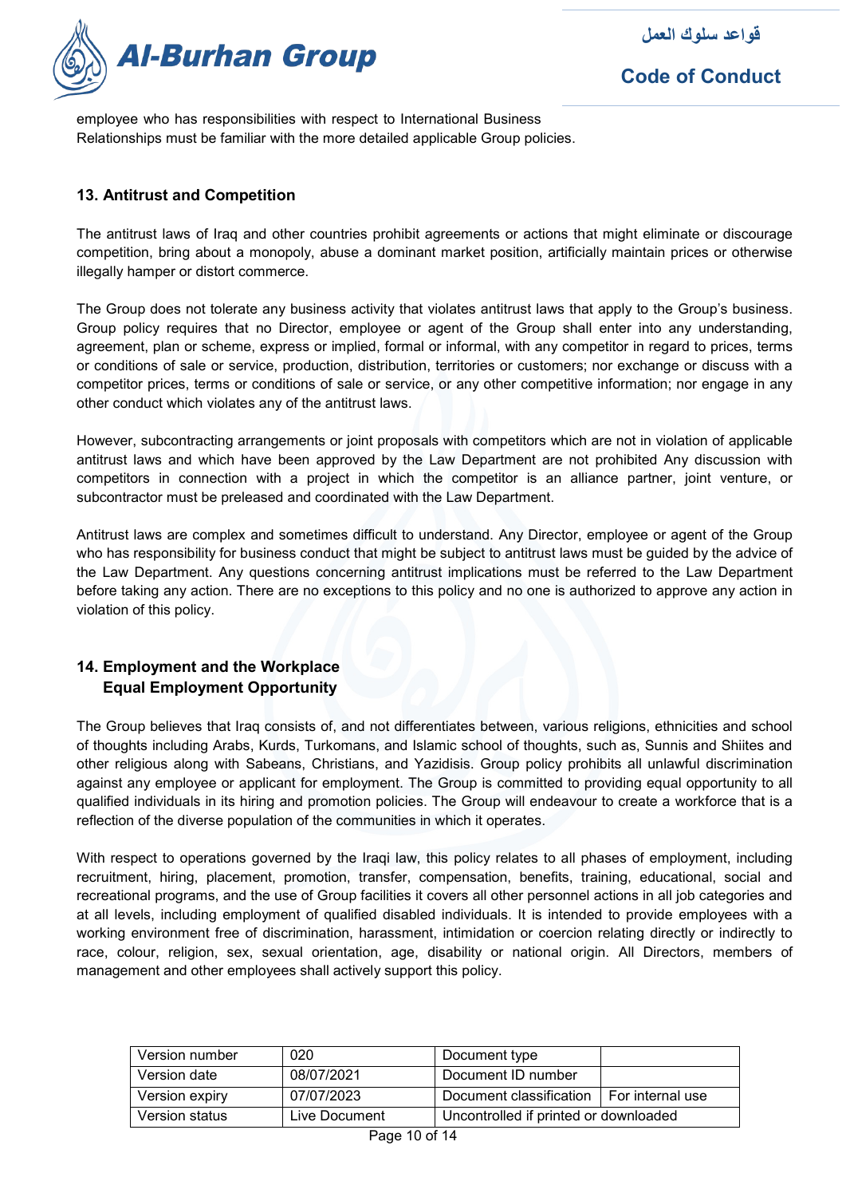employee who has responsibilities with respect to International Business Relationships must be familiar with the more detailed applicable Group policies.

## 13. Antitrust and Competition

The antitrust laws of Iraq and other countries prohibit agreements or actions that might eliminate or discourage competition, bring about a monopoly, abuse a dominant market position, artificially maintain prices or otherwise illegally hamper or distort commerce.

The Group does not tolerate any business activity that violates antitrust laws that apply to the Group's business. Group policy requires that no Director, employee or agent of the Group shall enter into any understanding, agreement, plan or scheme, express or implied, formal or informal, with any competitor in regard to prices, terms or conditions of sale or service, production, distribution, territories or customers; nor exchange or discuss with a competitor prices, terms or conditions of sale or service, or any other competitive information; nor engage in any other conduct which violates any of the antitrust laws.

However, subcontracting arrangements or joint proposals with competitors which are not in violation of applicable antitrust laws and which have been approved by the Law Department are not prohibited Any discussion with competitors in connection with a project in which the competitor is an alliance partner, joint venture, or subcontractor must be preleased and coordinated with the Law Department.

Antitrust laws are complex and sometimes difficult to understand. Any Director, employee or agent of the Group who has responsibility for business conduct that might be subject to antitrust laws must be guided by the advice of the Law Department. Any questions concerning antitrust implications must be referred to the Law Department before taking any action. There are no exceptions to this policy and no one is authorized to approve any action in violation of this policy.

## 14. Employment and the Workplace

### Equal Employment Opportunity

The Group believes that Iraq consists of, and not differentiates between, various religions, ethnicities and school of thoughts including Arabs, Kurds, Turkomans, and Islamic school of thoughts, such as, Sunnis and Shiites and other religious along with Sabeans, Christians, and Yazidisis. Group policy prohibits all unlawful discrimination against any employee or applicant for employment. The Group is committed to providing equal opportunity to all qualified individuals in its hiring and promotion policies. The Group will endeavour to create a workforce that is a reflection of the diverse population of the communities in which it operates.

With respect to operations governed by the Iraqi law, this policy relates to all phases of employment, including recruitment, hiring, placement, promotion, transfer, compensation, benefits, training, educational, social and recreational programs, and the use of Group facilities it covers all other personnel actions in all job categories and at all levels, including employment of qualified disabled individuals. It is intended to provide employees with a working environment free of discrimination, harassment, intimidation or coercion relating directly or indirectly to race, colour, religion, sex, sexual orientation, age, disability or national origin. All Directors, members of management and other employees shall actively support this policy.

| Version number | 020 | Document type | |
|---|---|---|---|
| Version date | 08/07/2021 | Document ID number | |
| Version expiry | 07/07/2023 | Document classification | For internal use |
| Version status | Live Document | Uncontrolled if printed or downloaded | |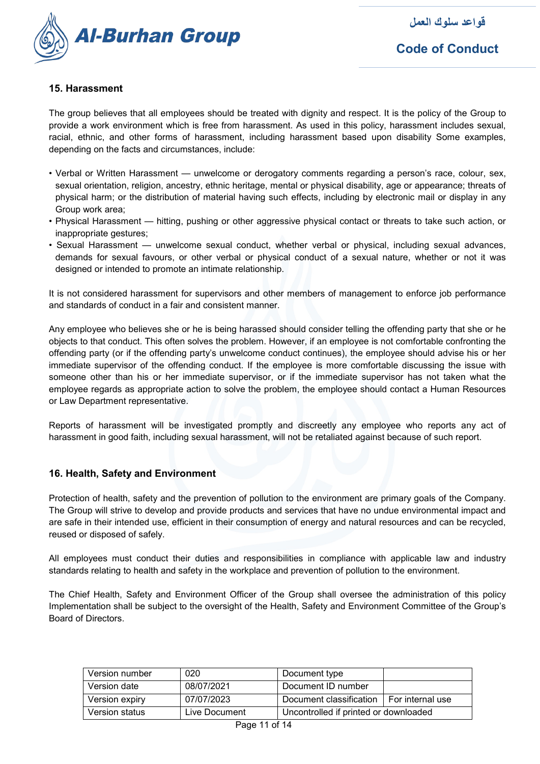## 15. Harassment

The group believes that all employees should be treated with dignity and respect. It is the policy of the Group to provide a work environment which is free from harassment. As used in this policy, harassment includes sexual, racial, ethnic, and other forms of harassment, including harassment based upon disability Some examples, depending on the facts and circumstances, include:

- Verbal or Written Harassment — unwelcome or derogatory comments regarding a person's race, colour, sex, sexual orientation, religion, ancestry, ethnic heritage, mental or physical disability, age or appearance; threats of physical harm; or the distribution of material having such effects, including by electronic mail or display in any Group work area;
- Physical Harassment — hitting, pushing or other aggressive physical contact or threats to take such action, or inappropriate gestures;
- Sexual Harassment — unwelcome sexual conduct, whether verbal or physical, including sexual advances, demands for sexual favours, or other verbal or physical conduct of a sexual nature, whether or not it was designed or intended to promote an intimate relationship.

It is not considered harassment for supervisors and other members of management to enforce job performance and standards of conduct in a fair and consistent manner.

Any employee who believes she or he is being harassed should consider telling the offending party that she or he objects to that conduct. This often solves the problem. However, if an employee is not comfortable confronting the offending party (or if the offending party's unwelcome conduct continues), the employee should advise his or her immediate supervisor of the offending conduct. If the employee is more comfortable discussing the issue with someone other than his or her immediate supervisor, or if the immediate supervisor has not taken what the employee regards as appropriate action to solve the problem, the employee should contact a Human Resources or Law Department representative.

Reports of harassment will be investigated promptly and discreetly any employee who reports any act of harassment in good faith, including sexual harassment, will not be retaliated against because of such report.

## 16. Health, Safety and Environment

Protection of health, safety and the prevention of pollution to the environment are primary goals of the Company. The Group will strive to develop and provide products and services that have no undue environmental impact and are safe in their intended use, efficient in their consumption of energy and natural resources and can be recycled, reused or disposed of safely.

All employees must conduct their duties and responsibilities in compliance with applicable law and industry standards relating to health and safety in the workplace and prevention of pollution to the environment.

The Chief Health, Safety and Environment Officer of the Group shall oversee the administration of this policy Implementation shall be subject to the oversight of the Health, Safety and Environment Committee of the Group's Board of Directors.

| Version number | 020 | Document type | |
|---|---|---|---|
| Version date | 08/07/2021 | Document ID number | |
| Version expiry | 07/07/2023 | Document classification | For internal use |
| Version status | Live Document | Uncontrolled if printed or downloaded | |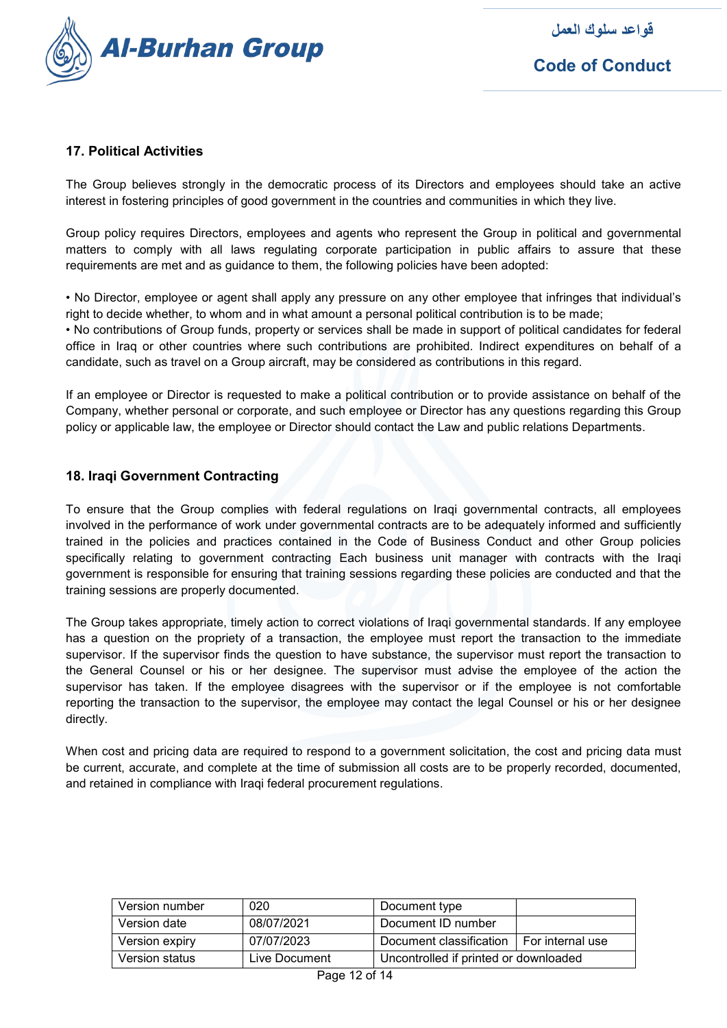## 17. Political Activities

The Group believes strongly in the democratic process of its Directors and employees should take an active interest in fostering principles of good government in the countries and communities in which they live.

Group policy requires Directors, employees and agents who represent the Group in political and governmental matters to comply with all laws regulating corporate participation in public affairs to assure that these requirements are met and as guidance to them, the following policies have been adopted:

- No Director, employee or agent shall apply any pressure on any other employee that infringes that individual's right to decide whether, to whom and in what amount a personal political contribution is to be made;
- No contributions of Group funds, property or services shall be made in support of political candidates for federal office in Iraq or other countries where such contributions are prohibited. Indirect expenditures on behalf of a candidate, such as travel on a Group aircraft, may be considered as contributions in this regard.

If an employee or Director is requested to make a political contribution or to provide assistance on behalf of the Company, whether personal or corporate, and such employee or Director has any questions regarding this Group policy or applicable law, the employee or Director should contact the Law and public relations Departments.

## 18. Iraqi Government Contracting

To ensure that the Group complies with federal regulations on Iraqi governmental contracts, all employees involved in the performance of work under governmental contracts are to be adequately informed and sufficiently trained in the policies and practices contained in the Code of Business Conduct and other Group policies specifically relating to government contracting Each business unit manager with contracts with the Iraqi government is responsible for ensuring that training sessions regarding these policies are conducted and that the training sessions are properly documented.

The Group takes appropriate, timely action to correct violations of Iraqi governmental standards. If any employee has a question on the propriety of a transaction, the employee must report the transaction to the immediate supervisor. If the supervisor finds the question to have substance, the supervisor must report the transaction to the General Counsel or his or her designee. The supervisor must advise the employee of the action the supervisor has taken. If the employee disagrees with the supervisor or if the employee is not comfortable reporting the transaction to the supervisor, the employee may contact the legal Counsel or his or her designee directly.

When cost and pricing data are required to respond to a government solicitation, the cost and pricing data must be current, accurate, and complete at the time of submission all costs are to be properly recorded, documented, and retained in compliance with Iraqi federal procurement regulations.

| Version number | 020 | Document type | |
|---|---|---|---|
| Version date | 08/07/2021 | Document ID number | |
| Version expiry | 07/07/2023 | Document classification | For internal use |
| Version status | Live Document | Uncontrolled if printed or downloaded | |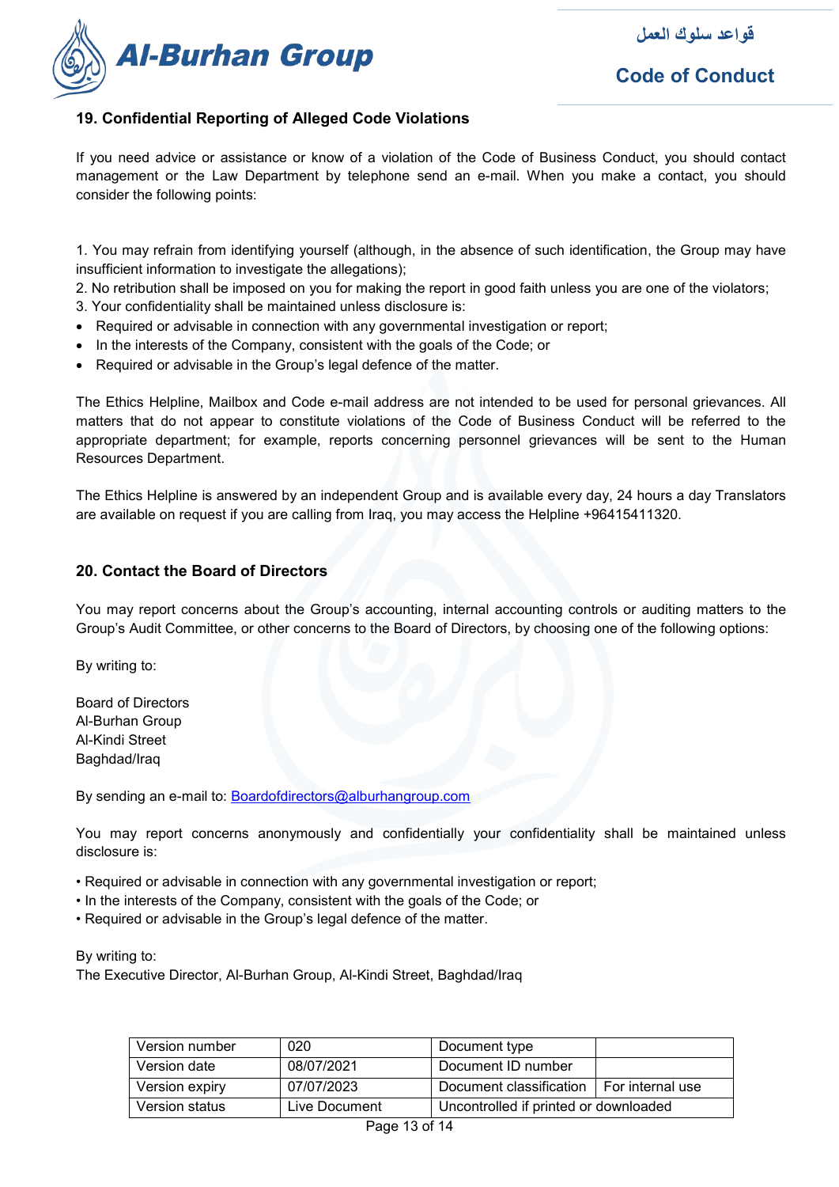## 19. Confidential Reporting of Alleged Code Violations

If you need advice or assistance or know of a violation of the Code of Business Conduct, you should contact management or the Law Department by telephone send an e-mail. When you make a contact, you should consider the following points:

1. You may refrain from identifying yourself (although, in the absence of such identification, the Group may have insufficient information to investigate the allegations);
2. No retribution shall be imposed on you for making the report in good faith unless you are one of the violators;
3. Your confidentiality shall be maintained unless disclosure is:

- Required or advisable in connection with any governmental investigation or report;
- In the interests of the Company, consistent with the goals of the Code; or
- Required or advisable in the Group's legal defence of the matter.

The Ethics Helpline, Mailbox and Code e-mail address are not intended to be used for personal grievances. All matters that do not appear to constitute violations of the Code of Business Conduct will be referred to the appropriate department; for example, reports concerning personnel grievances will be sent to the Human Resources Department.

The Ethics Helpline is answered by an independent Group and is available every day, 24 hours a day Translators are available on request if you are calling from Iraq, you may access the Helpline +96415411320.

## 20. Contact the Board of Directors

You may report concerns about the Group's accounting, internal accounting controls or auditing matters to the Group's Audit Committee, or other concerns to the Board of Directors, by choosing one of the following options:

By writing to:

Board of Directors
Al-Burhan Group
Al-Kindi Street
Baghdad/Iraq

By sending an e-mail to: Boardofdirectors@alburhangroup.com

You may report concerns anonymously and confidentially your confidentiality shall be maintained unless disclosure is:

- Required or advisable in connection with any governmental investigation or report;
- In the interests of the Company, consistent with the goals of the Code; or
- Required or advisable in the Group's legal defence of the matter.

By writing to:
The Executive Director, Al-Burhan Group, Al-Kindi Street, Baghdad/Iraq

| Version number | 020 | Document type | |
|---|---|---|---|
| Version date | 08/07/2021 | Document ID number | |
| Version expiry | 07/07/2023 | Document classification | For internal use |
| Version status | Live Document | Uncontrolled if printed or downloaded | |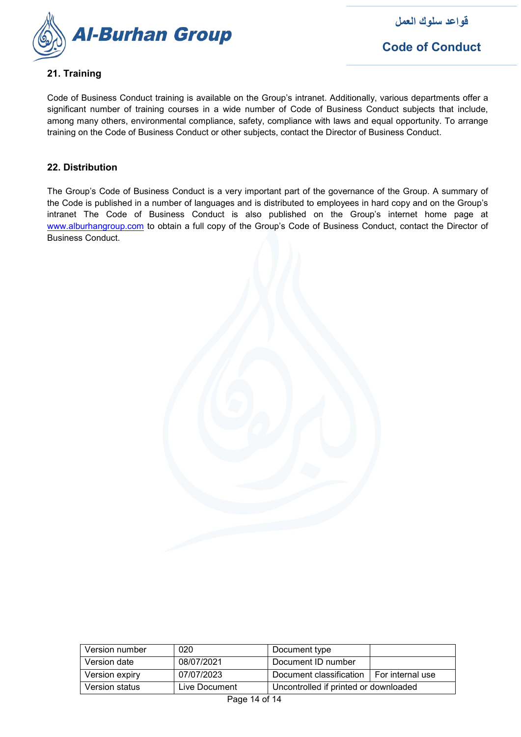## 21. Training

Code of Business Conduct training is available on the Group's intranet. Additionally, various departments offer a significant number of training courses in a wide number of Code of Business Conduct subjects that include, among many others, environmental compliance, safety, compliance with laws and equal opportunity. To arrange training on the Code of Business Conduct or other subjects, contact the Director of Business Conduct.

## 22. Distribution

The Group's Code of Business Conduct is a very important part of the governance of the Group. A summary of the Code is published in a number of languages and is distributed to employees in hard copy and on the Group's intranet The Code of Business Conduct is also published on the Group's internet home page at www.alburhangroup.com to obtain a full copy of the Group's Code of Business Conduct, contact the Director of Business Conduct.

| | | | |
|---|---|---|---|
| Version number | 020 | Document type | |
| Version date | 08/07/2021 | Document ID number | |
| Version expiry | 07/07/2023 | Document classification | For internal use |
| Version status | Live Document | Uncontrolled if printed or downloaded | |